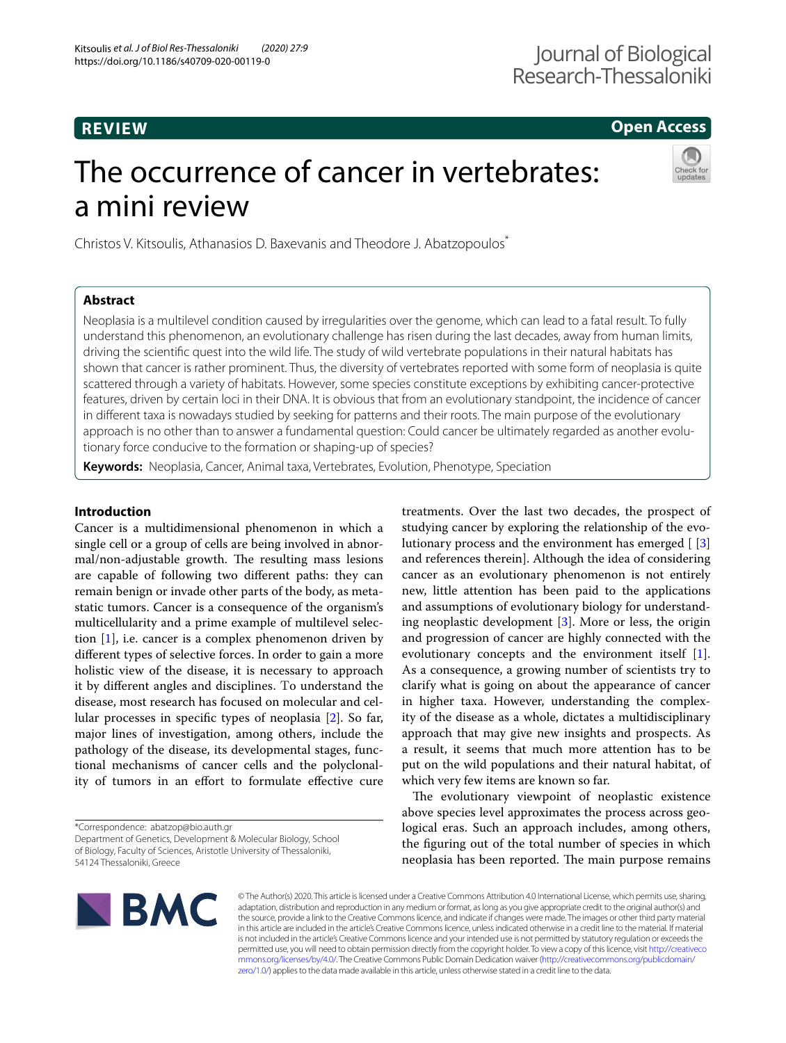**REVIEW**

**Open Access**

# The occurrence of cancer in vertebrates: a mini review

Christos V. Kitsoulis, Athanasios D. Baxevanis and Theodore J. Abatzopoulos*

## Abstract

Neoplasia is a multilevel condition caused by irregularities over the genome, which can lead to a fatal result. To fully understand this phenomenon, an evolutionary challenge has risen during the last decades, away from human limits, driving the scientific quest into the wild life. The study of wild vertebrate populations in their natural habitats has shown that cancer is rather prominent. Thus, the diversity of vertebrates reported with some form of neoplasia is quite scattered through a variety of habitats. However, some species constitute exceptions by exhibiting cancer-protective features, driven by certain loci in their DNA. It is obvious that from an evolutionary standpoint, the incidence of cancer in different taxa is nowadays studied by seeking for patterns and their roots. The main purpose of the evolutionary approach is no other than to answer a fundamental question: Could cancer be ultimately regarded as another evolutionary force conducive to the formation or shaping-up of species?

**Keywords:** Neoplasia, Cancer, Animal taxa, Vertebrates, Evolution, Phenotype, Speciation

## Introduction

Cancer is a multidimensional phenomenon in which a single cell or a group of cells are being involved in abnormal/non-adjustable growth. The resulting mass lesions are capable of following two different paths: they can remain benign or invade other parts of the body, as metastatic tumors. Cancer is a consequence of the organism's multicellularity and a prime example of multilevel selection [1], i.e. cancer is a complex phenomenon driven by different types of selective forces. In order to gain a more holistic view of the disease, it is necessary to approach it by different angles and disciplines. To understand the disease, most research has focused on molecular and cellular processes in specific types of neoplasia [2]. So far, major lines of investigation, among others, include the pathology of the disease, its developmental stages, functional mechanisms of cancer cells and the polyclonality of tumors in an effort to formulate effective cure treatments. Over the last two decades, the prospect of studying cancer by exploring the relationship of the evolutionary process and the environment has emerged [ [3] and references therein]. Although the idea of considering cancer as an evolutionary phenomenon is not entirely new, little attention has been paid to the applications and assumptions of evolutionary biology for understanding neoplastic development [3]. More or less, the origin and progression of cancer are highly connected with the evolutionary concepts and the environment itself [1]. As a consequence, a growing number of scientists try to clarify what is going on about the appearance of cancer in higher taxa. However, understanding the complexity of the disease as a whole, dictates a multidisciplinary approach that may give new insights and prospects. As a result, it seems that much more attention has to be put on the wild populations and their natural habitat, of which very few items are known so far.

The evolutionary viewpoint of neoplastic existence above species level approximates the process across geological eras. Such an approach includes, among others, the figuring out of the total number of species in which neoplasia has been reported. The main purpose remains

*Correspondence: abatzop@bio.auth.gr
Department of Genetics, Development & Molecular Biology, School of Biology, Faculty of Sciences, Aristotle University of Thessaloniki, 54124 Thessaloniki, Greece

© The Author(s) 2020. This article is licensed under a Creative Commons Attribution 4.0 International License, which permits use, sharing, adaptation, distribution and reproduction in any medium or format, as long as you give appropriate credit to the original author(s) and the source, provide a link to the Creative Commons licence, and indicate if changes were made. The images or other third party material in this article are included in the article's Creative Commons licence, unless indicated otherwise in a credit line to the material. If material is not included in the article's Creative Commons licence and your intended use is not permitted by statutory regulation or exceeds the permitted use, you will need to obtain permission directly from the copyright holder. To view a copy of this licence, visit http://creativecommons.org/licenses/by/4.0/. The Creative Commons Public Domain Dedication waiver (http://creativecommons.org/publicdomain/zero/1.0/) applies to the data made available in this article, unless otherwise stated in a credit line to the data.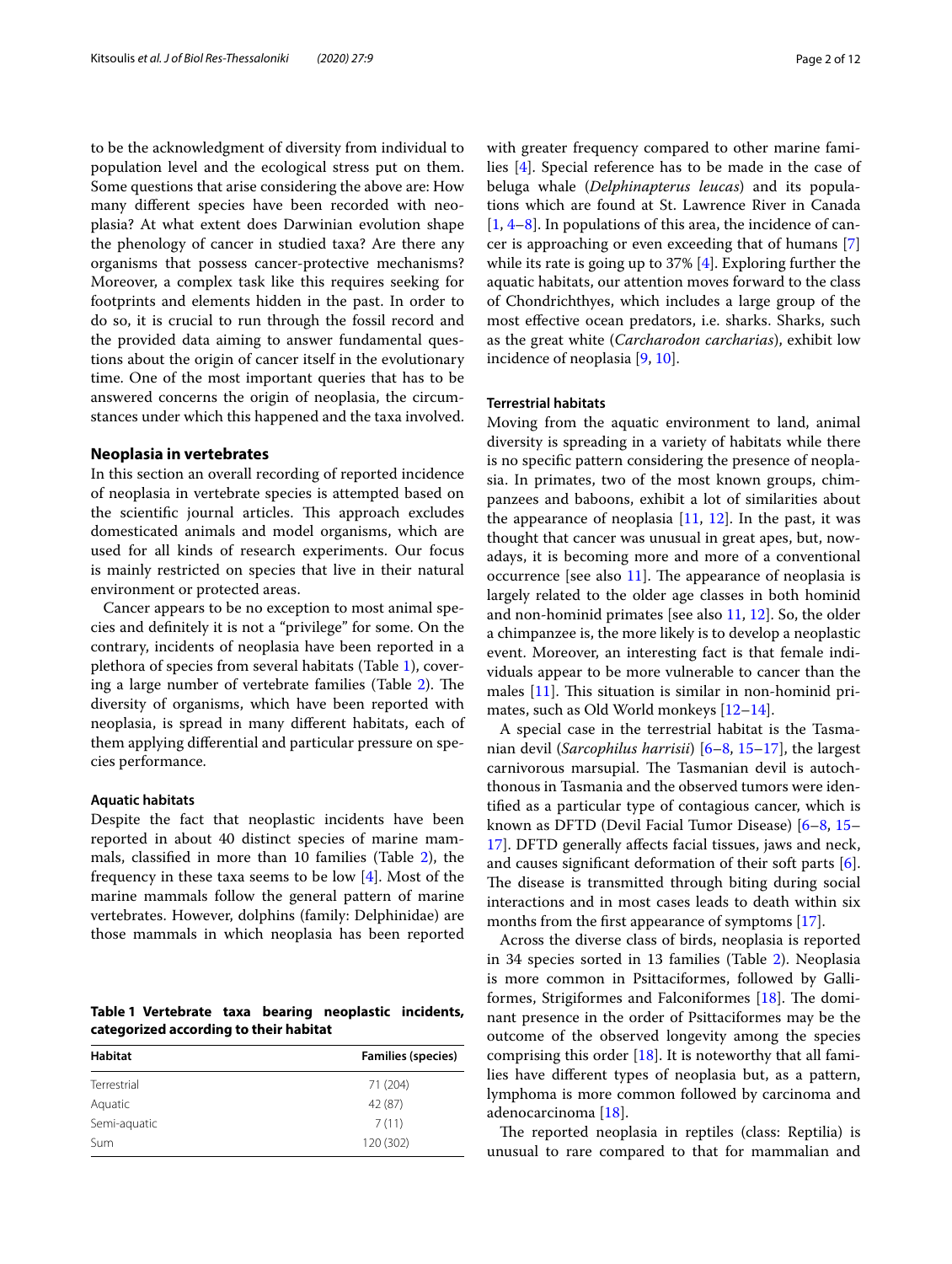to be the acknowledgment of diversity from individual to population level and the ecological stress put on them. Some questions that arise considering the above are: How many different species have been recorded with neoplasia? At what extent does Darwinian evolution shape the phenology of cancer in studied taxa? Are there any organisms that possess cancer-protective mechanisms? Moreover, a complex task like this requires seeking for footprints and elements hidden in the past. In order to do so, it is crucial to run through the fossil record and the provided data aiming to answer fundamental questions about the origin of cancer itself in the evolutionary time. One of the most important queries that has to be answered concerns the origin of neoplasia, the circumstances under which this happened and the taxa involved.

## Neoplasia in vertebrates

In this section an overall recording of reported incidence of neoplasia in vertebrate species is attempted based on the scientific journal articles. This approach excludes domesticated animals and model organisms, which are used for all kinds of research experiments. Our focus is mainly restricted on species that live in their natural environment or protected areas.

Cancer appears to be no exception to most animal species and definitely it is not a "privilege" for some. On the contrary, incidents of neoplasia have been reported in a plethora of species from several habitats (Table 1), covering a large number of vertebrate families (Table 2). The diversity of organisms, which have been reported with neoplasia, is spread in many different habitats, each of them applying differential and particular pressure on species performance.

### Aquatic habitats

Despite the fact that neoplastic incidents have been reported in about 40 distinct species of marine mammals, classified in more than 10 families (Table 2), the frequency in these taxa seems to be low [4]. Most of the marine mammals follow the general pattern of marine vertebrates. However, dolphins (family: Delphinidae) are those mammals in which neoplasia has been reported with greater frequency compared to other marine families [4]. Special reference has to be made in the case of beluga whale (*Delphinapterus leucas*) and its populations which are found at St. Lawrence River in Canada [1, 4–8]. In populations of this area, the incidence of cancer is approaching or even exceeding that of humans [7] while its rate is going up to 37% [4]. Exploring further the aquatic habitats, our attention moves forward to the class of Chondrichthyes, which includes a large group of the most effective ocean predators, i.e. sharks. Sharks, such as the great white (*Carcharodon carcharias*), exhibit low incidence of neoplasia [9, 10].

**Table 1 Vertebrate taxa bearing neoplastic incidents, categorized according to their habitat**

| Habitat | Families (species) |
|---|---|
| Terrestrial | 71 (204) |
| Aquatic | 42 (87) |
| Semi-aquatic | 7 (11) |
| Sum | 120 (302) |

### Terrestrial habitats

Moving from the aquatic environment to land, animal diversity is spreading in a variety of habitats while there is no specific pattern considering the presence of neoplasia. In primates, two of the most known groups, chimpanzees and baboons, exhibit a lot of similarities about the appearance of neoplasia [11, 12]. In the past, it was thought that cancer was unusual in great apes, but, nowadays, it is becoming more and more of a conventional occurrence [see also 11]. The appearance of neoplasia is largely related to the older age classes in both hominid and non-hominid primates [see also 11, 12]. So, the older a chimpanzee is, the more likely is to develop a neoplastic event. Moreover, an interesting fact is that female individuals appear to be more vulnerable to cancer than the males [11]. This situation is similar in non-hominid primates, such as Old World monkeys [12–14].

A special case in the terrestrial habitat is the Tasmanian devil (*Sarcophilus harrisii*) [6–8, 15–17], the largest carnivorous marsupial. The Tasmanian devil is autochthonous in Tasmania and the observed tumors were identified as a particular type of contagious cancer, which is known as DFTD (Devil Facial Tumor Disease) [6–8, 15–17]. DFTD generally affects facial tissues, jaws and neck, and causes significant deformation of their soft parts [6]. The disease is transmitted through biting during social interactions and in most cases leads to death within six months from the first appearance of symptoms [17].

Across the diverse class of birds, neoplasia is reported in 34 species sorted in 13 families (Table 2). Neoplasia is more common in Psittaciformes, followed by Galliformes, Strigiformes and Falconiformes [18]. The dominant presence in the order of Psittaciformes may be the outcome of the observed longevity among the species comprising this order [18]. It is noteworthy that all families have different types of neoplasia but, as a pattern, lymphoma is more common followed by carcinoma and adenocarcinoma [18].

The reported neoplasia in reptiles (class: Reptilia) is unusual to rare compared to that for mammalian and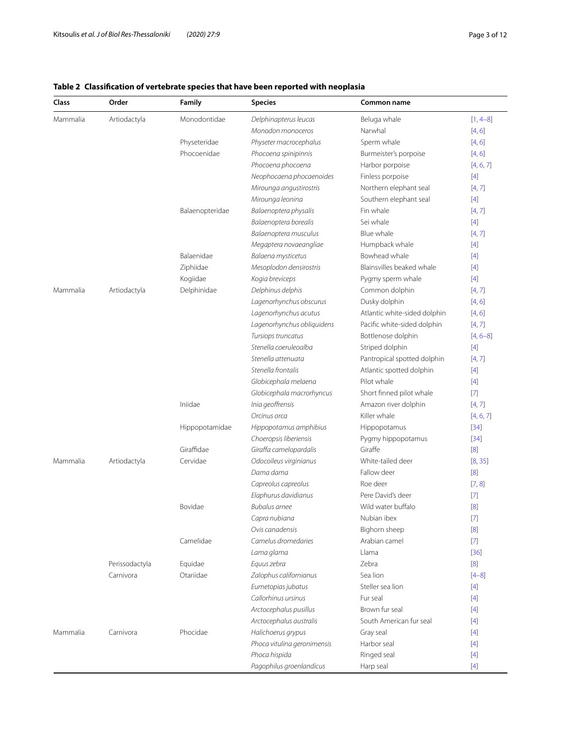**Table 2 Classification of vertebrate species that have been reported with neoplasia**

| Class | Order | Family | Species | Common name | |
|---|---|---|---|---|---|
| Mammalia | Artiodactyla | Monodontidae | *Delphinapterus leucas* | Beluga whale | [1, 4–8] |
| | | | *Monodon monoceros* | Narwhal | [4, 6] |
| | | Physeteridae | *Physeter macrocephalus* | Sperm whale | [4, 6] |
| | | Phocoenidae | *Phocoena spinipinnis* | Burmeister's porpoise | [4, 6] |
| | | | *Phocoena phocoena* | Harbor porpoise | [4, 6, 7] |
| | | | *Neophocaena phocaenoides* | Finless porpoise | [4] |
| | | | *Mirounga angustirostris* | Northern elephant seal | [4, 7] |
| | | | *Mirounga leonina* | Southern elephant seal | [4] |
| | | Balaenopteridae | *Balaenoptera physalis* | Fin whale | [4, 7] |
| | | | *Balaenoptera borealis* | Sei whale | [4] |
| | | | *Balaenoptera musculus* | Blue whale | [4, 7] |
| | | | *Megaptera novaeangliae* | Humpback whale | [4] |
| | | Balaenidae | *Balaena mysticetus* | Bowhead whale | [4] |
| | | Ziphiidae | *Mesoplodon densirostris* | Blainsvilles beaked whale | [4] |
| | | Kogiidae | *Kogia breviceps* | Pygmy sperm whale | [4] |
| Mammalia | Artiodactyla | Delphinidae | *Delphinus delphis* | Common dolphin | [4, 7] |
| | | | *Lagenorhynchus obscurus* | Dusky dolphin | [4, 6] |
| | | | *Lagenorhynchus acutus* | Atlantic white-sided dolphin | [4, 6] |
| | | | *Lagenorhynchus obliquidens* | Pacific white-sided dolphin | [4, 7] |
| | | | *Tursiops truncatus* | Bottlenose dolphin | [4, 6–8] |
| | | | *Stenella coeruleoalba* | Striped dolphin | [4] |
| | | | *Stenella attenuata* | Pantropical spotted dolphin | [4, 7] |
| | | | *Stenella frontalis* | Atlantic spotted dolphin | [4] |
| | | | *Globicephala melaena* | Pilot whale | [4] |
| | | | *Globicephala macrorhyncus* | Short finned pilot whale | [7] |
| | | Iniidae | *Inia geoffrensis* | Amazon river dolphin | [4, 7] |
| | | | *Orcinus orca* | Killer whale | [4, 6, 7] |
| | | Hippopotamidae | *Hippopotamus amphibius* | Hippopotamus | [34] |
| | | | *Choeropsis liberiensis* | Pygmy hippopotamus | [34] |
| | | Giraffidae | *Giraffa camelopardalis* | Giraffe | [8] |
| Mammalia | Artiodactyla | Cervidae | *Odocoileus virginianus* | White-tailed deer | [8, 35] |
| | | | *Dama dama* | Fallow deer | [8] |
| | | | *Capreolus capreolus* | Roe deer | [7, 8] |
| | | | *Elaphurus davidianus* | Pere David's deer | [7] |
| | | Bovidae | *Bubalus arnee* | Wild water buffalo | [8] |
| | | | *Capra nubiana* | Nubian ibex | [7] |
| | | | *Ovis canadensis* | Bighorn sheep | [8] |
| | | Camelidae | *Camelus dromedaries* | Arabian camel | [7] |
| | | | *Lama glama* | Llama | [36] |
| | Perissodactyla | Equidae | *Equus zebra* | Zebra | [8] |
| | Carnivora | Otariidae | *Zalophus californianus* | Sea lion | [4–8] |
| | | | *Eumetopias jubatus* | Steller sea lion | [4] |
| | | | *Callorhinus ursinus* | Fur seal | [4] |
| | | | *Arctocephalus pusillus* | Brown fur seal | [4] |
| | | | *Arctocephalus australis* | South American fur seal | [4] |
| Mammalia | Carnivora | Phocidae | *Halichoerus grypus* | Gray seal | [4] |
| | | | *Phoca vitulina geronimensis* | Harbor seal | [4] |
| | | | *Phoca hispida* | Ringed seal | [4] |
| | | | *Pagophilus groenlandicus* | Harp seal | [4] |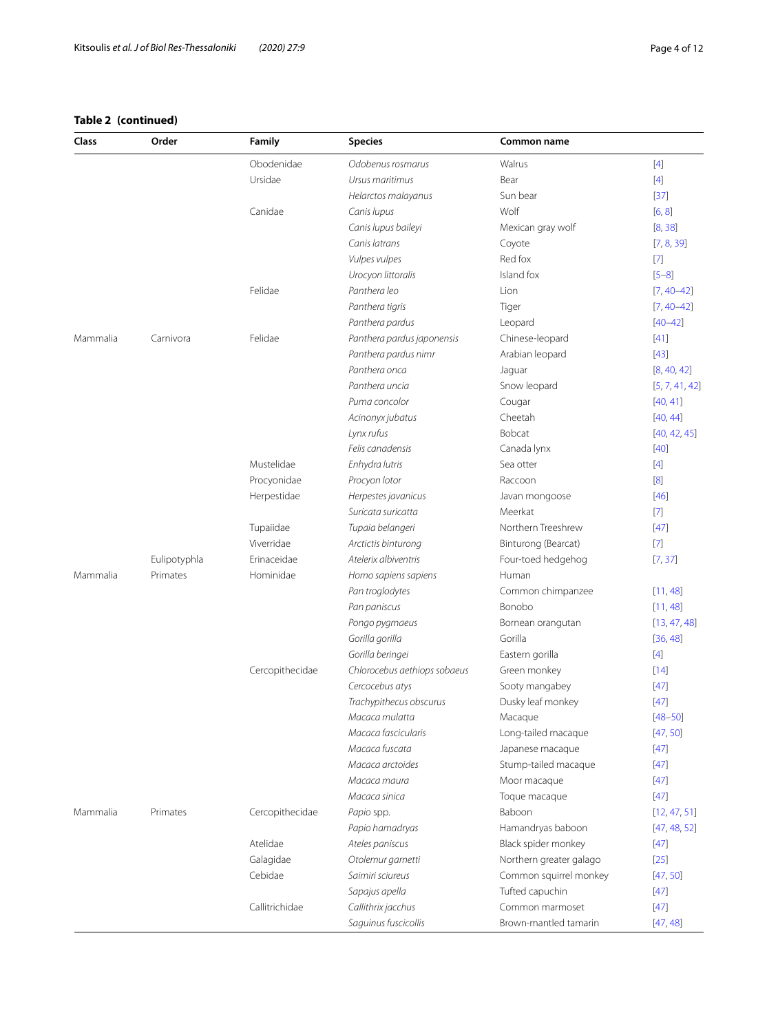**Table 2 (continued)**

| Class | Order | Family | Species | Common name | |
|---|---|---|---|---|---|
| | | Obodenidae | *Odobenus rosmarus* | Walrus | [4] |
| | | Ursidae | *Ursus maritimus* | Bear | [4] |
| | | | *Helarctos malayanus* | Sun bear | [37] |
| | | Canidae | *Canis lupus* | Wolf | [6, 8] |
| | | | *Canis lupus baileyi* | Mexican gray wolf | [8, 38] |
| | | | *Canis latrans* | Coyote | [7, 8, 39] |
| | | | *Vulpes vulpes* | Red fox | [7] |
| | | | *Urocyon littoralis* | Island fox | [5–8] |
| | | Felidae | *Panthera leo* | Lion | [7, 40–42] |
| | | | *Panthera tigris* | Tiger | [7, 40–42] |
| | | | *Panthera pardus* | Leopard | [40–42] |
| Mammalia | Carnivora | Felidae | *Panthera pardus japonensis* | Chinese-leopard | [41] |
| | | | *Panthera pardus nimr* | Arabian leopard | [43] |
| | | | *Panthera onca* | Jaguar | [8, 40, 42] |
| | | | *Panthera uncia* | Snow leopard | [5, 7, 41, 42] |
| | | | *Puma concolor* | Cougar | [40, 41] |
| | | | *Acinonyx jubatus* | Cheetah | [40, 44] |
| | | | *Lynx rufus* | Bobcat | [40, 42, 45] |
| | | | *Felis canadensis* | Canada lynx | [40] |
| | | Mustelidae | *Enhydra lutris* | Sea otter | [4] |
| | | Procyonidae | *Procyon lotor* | Raccoon | [8] |
| | | Herpestidae | *Herpestes javanicus* | Javan mongoose | [46] |
| | | | *Suricata suricatta* | Meerkat | [7] |
| | | Tupaiidae | *Tupaia belangeri* | Northern Treeshrew | [47] |
| | | Viverridae | *Arctictis binturong* | Binturong (Bearcat) | [7] |
| | Eulipotyphla | Erinaceidae | *Atelerix albiventris* | Four-toed hedgehog | [7, 37] |
| Mammalia | Primates | Hominidae | *Homo sapiens sapiens* | Human | |
| | | | *Pan troglodytes* | Common chimpanzee | [11, 48] |
| | | | *Pan paniscus* | Bonobo | [11, 48] |
| | | | *Pongo pygmaeus* | Bornean orangutan | [13, 47, 48] |
| | | | *Gorilla gorilla* | Gorilla | [36, 48] |
| | | | *Gorilla beringei* | Eastern gorilla | [4] |
| | | Cercopithecidae | *Chlorocebus aethiops sobaeus* | Green monkey | [14] |
| | | | *Cercocebus atys* | Sooty mangabey | [47] |
| | | | *Trachypithecus obscurus* | Dusky leaf monkey | [47] |
| | | | *Macaca mulatta* | Macaque | [48–50] |
| | | | *Macaca fascicularis* | Long-tailed macaque | [47, 50] |
| | | | *Macaca fuscata* | Japanese macaque | [47] |
| | | | *Macaca arctoides* | Stump-tailed macaque | [47] |
| | | | *Macaca maura* | Moor macaque | [47] |
| | | | *Macaca sinica* | Toque macaque | [47] |
| Mammalia | Primates | Cercopithecidae | *Papio* spp. | Baboon | [12, 47, 51] |
| | | | *Papio hamadryas* | Hamandryas baboon | [47, 48, 52] |
| | | Atelidae | *Ateles paniscus* | Black spider monkey | [47] |
| | | Galagidae | *Otolemur garnetti* | Northern greater galago | [25] |
| | | Cebidae | *Saimiri sciureus* | Common squirrel monkey | [47, 50] |
| | | | *Sapajus apella* | Tufted capuchin | [47] |
| | | Callitrichidae | *Callithrix jacchus* | Common marmoset | [47] |
| | | | *Saguinus fuscicollis* | Brown-mantled tamarin | [47, 48] |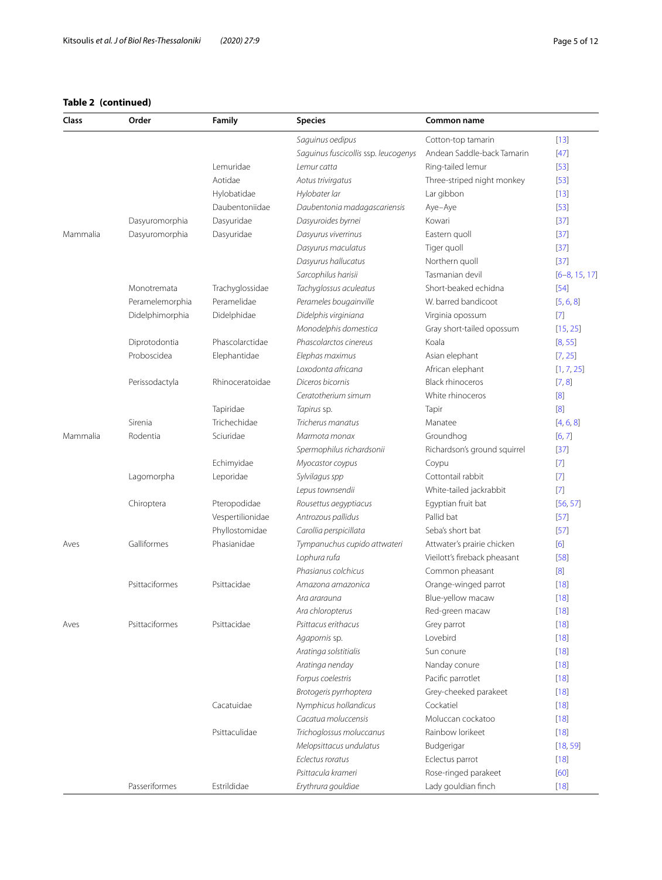**Table 2 (continued)**

| Class | Order | Family | Species | Common name | |
|---|---|---|---|---|---|
| | | | *Saguinus oedipus* | Cotton-top tamarin | [13] |
| | | | *Saguinus fuscicollis* ssp. *leucogenys* | Andean Saddle-back Tamarin | [47] |
| | | Lemuridae | *Lemur catta* | Ring-tailed lemur | [53] |
| | | Aotidae | *Aotus trivirgatus* | Three-striped night monkey | [53] |
| | | Hylobatidae | *Hylobater lar* | Lar gibbon | [13] |
| | | Daubentoniidae | *Daubentonia madagascariensis* | Aye–Aye | [53] |
| | Dasyuromorphia | Dasyuridae | *Dasyuroides byrnei* | Kowari | [37] |
| Mammalia | Dasyuromorphia | Dasyuridae | *Dasyurus viverrinus* | Eastern quoll | [37] |
| | | | *Dasyurus maculatus* | Tiger quoll | [37] |
| | | | *Dasyurus hallucatus* | Northern quoll | [37] |
| | | | *Sarcophilus harisii* | Tasmanian devil | [6–8, 15, 17] |
| | Monotremata | Trachyglossidae | *Tachyglossus aculeatus* | Short-beaked echidna | [54] |
| | Peramelemorphia | Peramelidae | *Perameles bougainville* | W. barred bandicoot | [5, 6, 8] |
| | Didelphimorphia | Didelphidae | *Didelphis virginiana* | Virginia opossum | [7] |
| | | | *Monodelphis domestica* | Gray short-tailed opossum | [15, 25] |
| | Diprotodontia | Phascolarctidae | *Phascolarctos cinereus* | Koala | [8, 55] |
| | Proboscidea | Elephantidae | *Elephas maximus* | Asian elephant | [7, 25] |
| | | | *Loxodonta africana* | African elephant | [1, 7, 25] |
| | Perissodactyla | Rhinoceratoidae | *Diceros bicornis* | Black rhinoceros | [7, 8] |
| | | | *Ceratotherium simum* | White rhinoceros | [8] |
| | | Tapiridae | *Tapirus* sp. | Tapir | [8] |
| | Sirenia | Trichechidae | *Tricherus manatus* | Manatee | [4, 6, 8] |
| Mammalia | Rodentia | Sciuridae | *Marmota monax* | Groundhog | [6, 7] |
| | | | *Spermophilus richardsonii* | Richardson's ground squirrel | [37] |
| | | Echimyidae | *Myocastor coypus* | Coypu | [7] |
| | Lagomorpha | Leporidae | *Sylvilagus spp* | Cottontail rabbit | [7] |
| | | | *Lepus townsendii* | White-tailed jackrabbit | [7] |
| | Chiroptera | Pteropodidae | *Rousettus aegyptiacus* | Egyptian fruit bat | [56, 57] |
| | | Vespertilionidae | *Antrozous pallidus* | Pallid bat | [57] |
| | | Phyllostomidae | *Carollia perspicillata* | Seba's short bat | [57] |
| Aves | Galliformes | Phasianidae | *Tympanuchus cupido attwateri* | Attwater's prairie chicken | [6] |
| | | | *Lophura rufa* | Vieilott's fireback pheasant | [58] |
| | | | *Phasianus colchicus* | Common pheasant | [8] |
| | Psittaciformes | Psittacidae | *Amazona amazonica* | Orange-winged parrot | [18] |
| | | | *Ara ararauna* | Blue-yellow macaw | [18] |
| | | | *Ara chloropterus* | Red-green macaw | [18] |
| Aves | Psittaciformes | Psittacidae | *Psittacus erithacus* | Grey parrot | [18] |
| | | | *Agapornis* sp. | Lovebird | [18] |
| | | | *Aratinga solstitialis* | Sun conure | [18] |
| | | | *Aratinga nenday* | Nanday conure | [18] |
| | | | *Forpus coelestris* | Pacific parrotlet | [18] |
| | | | *Brotogeris pyrrhoptera* | Grey-cheeked parakeet | [18] |
| | | Cacatuidae | *Nymphicus hollandicus* | Cockatiel | [18] |
| | | | *Cacatua moluccensis* | Moluccan cockatoo | [18] |
| | | Psittaculidae | *Trichoglossus moluccanus* | Rainbow lorikeet | [18] |
| | | | *Melopsittacus undulatus* | Budgerigar | [18, 59] |
| | | | *Eclectus roratus* | Eclectus parrot | [18] |
| | | | *Psittacula krameri* | Rose-ringed parakeet | [60] |
| | Passeriformes | Estrildidae | *Erythrura gouldiae* | Lady gouldian finch | [18] |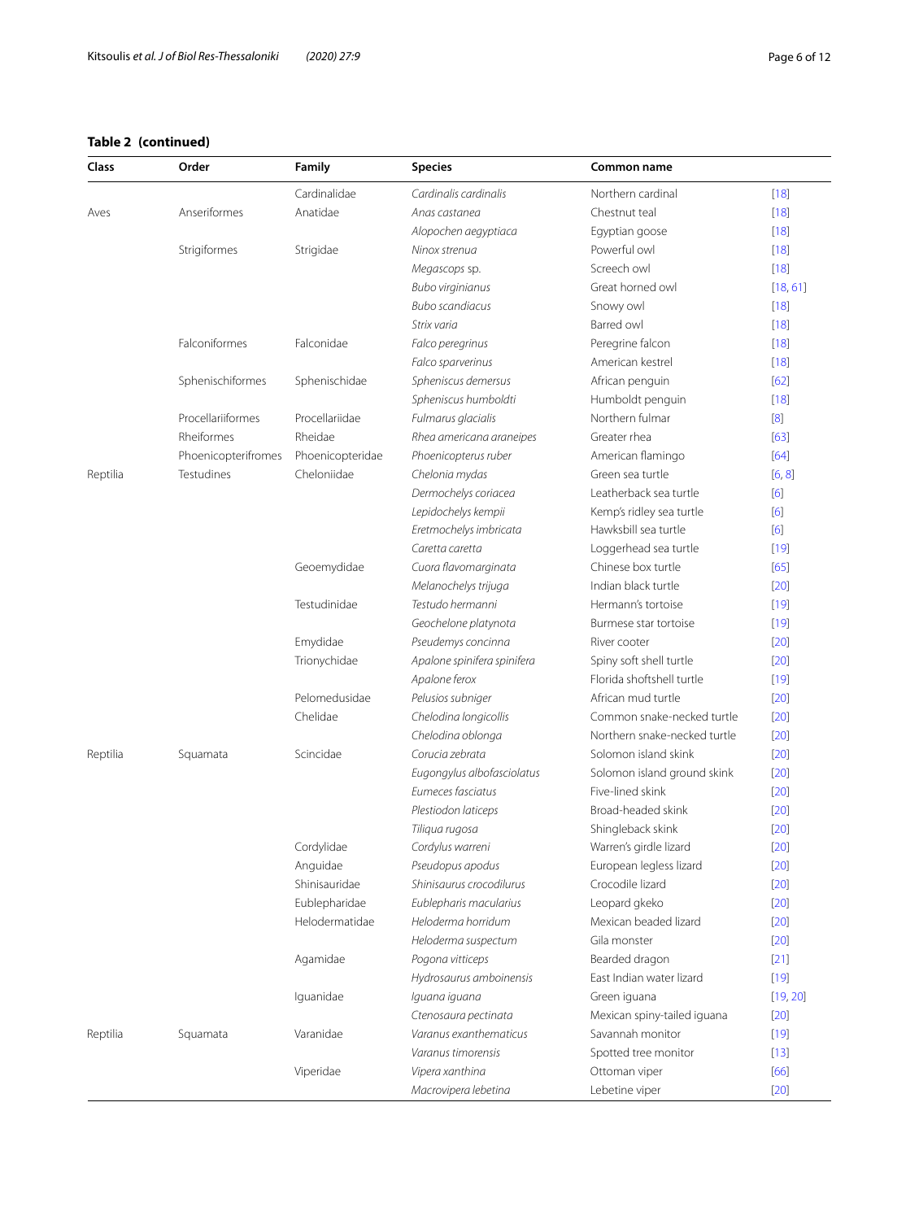**Table 2 (continued)**

| Class | Order | Family | Species | Common name | |
|---|---|---|---|---|---|
| | | Cardinalidae | *Cardinalis cardinalis* | Northern cardinal | [18] |
| Aves | Anseriformes | Anatidae | *Anas castanea* | Chestnut teal | [18] |
| | | | *Alopochen aegyptiaca* | Egyptian goose | [18] |
| | Strigiformes | Strigidae | *Ninox strenua* | Powerful owl | [18] |
| | | | *Megascops* sp. | Screech owl | [18] |
| | | | *Bubo virginianus* | Great horned owl | [18, 61] |
| | | | *Bubo scandiacus* | Snowy owl | [18] |
| | | | *Strix varia* | Barred owl | [18] |
| | Falconiformes | Falconidae | *Falco peregrinus* | Peregrine falcon | [18] |
| | | | *Falco sparverinus* | American kestrel | [18] |
| | Sphenischiformes | Sphenischidae | *Spheniscus demersus* | African penguin | [62] |
| | | | *Spheniscus humboldti* | Humboldt penguin | [18] |
| | Procellariiformes | Procellariidae | *Fulmarus glacialis* | Northern fulmar | [8] |
| | Rheiformes | Rheidae | *Rhea americana araneipes* | Greater rhea | [63] |
| | Phoenicopterifromes | Phoenicopteridae | *Phoenicopterus ruber* | American flamingo | [64] |
| Reptilia | Testudines | Cheloniidae | *Chelonia mydas* | Green sea turtle | [6, 8] |
| | | | *Dermochelys coriacea* | Leatherback sea turtle | [6] |
| | | | *Lepidochelys kempii* | Kemp's ridley sea turtle | [6] |
| | | | *Eretmochelys imbricata* | Hawksbill sea turtle | [6] |
| | | | *Caretta caretta* | Loggerhead sea turtle | [19] |
| | | Geoemydidae | *Cuora flavomarginata* | Chinese box turtle | [65] |
| | | | *Melanochelys trijuga* | Indian black turtle | [20] |
| | | Testudinidae | *Testudo hermanni* | Hermann's tortoise | [19] |
| | | | *Geochelone platynota* | Burmese star tortoise | [19] |
| | | Emydidae | *Pseudemys concinna* | River cooter | [20] |
| | | Trionychidae | *Apalone spinifera spinifera* | Spiny soft shell turtle | [20] |
| | | | *Apalone ferox* | Florida shoftshell turtle | [19] |
| | | Pelomedusidae | *Pelusios subniger* | African mud turtle | [20] |
| | | Chelidae | *Chelodina longicollis* | Common snake-necked turtle | [20] |
| | | | *Chelodina oblonga* | Northern snake-necked turtle | [20] |
| Reptilia | Squamata | Scincidae | *Corucia zebrata* | Solomon island skink | [20] |
| | | | *Eugongylus albofasciolatus* | Solomon island ground skink | [20] |
| | | | *Eumeces fasciatus* | Five-lined skink | [20] |
| | | | *Plestiodon laticeps* | Broad-headed skink | [20] |
| | | | *Tiliqua rugosa* | Shingleback skink | [20] |
| | | Cordylidae | *Cordylus warreni* | Warren's girdle lizard | [20] |
| | | Anguidae | *Pseudopus apodus* | European legless lizard | [20] |
| | | Shinisauridae | *Shinisaurus crocodilurus* | Crocodile lizard | [20] |
| | | Eublepharidae | *Eublepharis macularius* | Leopard gkeko | [20] |
| | | Helodermatidae | *Heloderma horridum* | Mexican beaded lizard | [20] |
| | | | *Heloderma suspectum* | Gila monster | [20] |
| | | Agamidae | *Pogona vitticeps* | Bearded dragon | [21] |
| | | | *Hydrosaurus amboinensis* | East Indian water lizard | [19] |
| | | Iguanidae | *Iguana iguana* | Green iguana | [19, 20] |
| | | | *Ctenosaura pectinata* | Mexican spiny-tailed iguana | [20] |
| Reptilia | Squamata | Varanidae | *Varanus exanthematicus* | Savannah monitor | [19] |
| | | | *Varanus timorensis* | Spotted tree monitor | [13] |
| | | Viperidae | *Vipera xanthina* | Ottoman viper | [66] |
| | | | *Macrovipera lebetina* | Lebetine viper | [20] |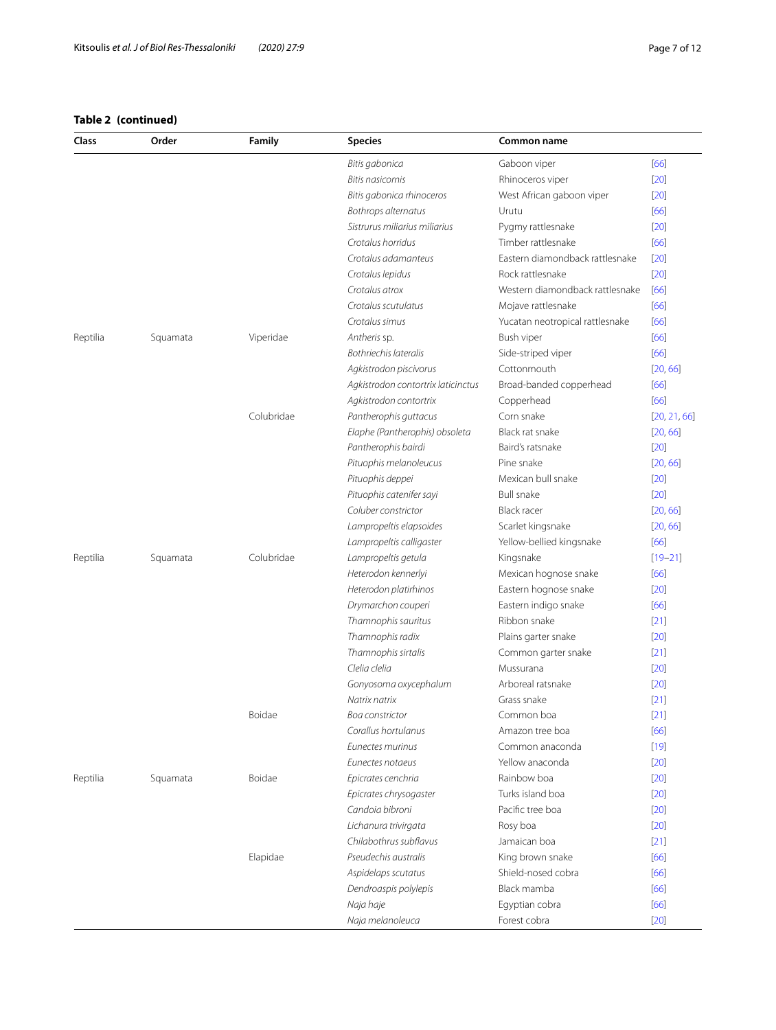**Table 2 (continued)**

| Class | Order | Family | Species | Common name | |
|---|---|---|---|---|---|
| | | | *Bitis gabonica* | Gaboon viper | [66] |
| | | | *Bitis nasicornis* | Rhinoceros viper | [20] |
| | | | *Bitis gabonica rhinoceros* | West African gaboon viper | [20] |
| | | | *Bothrops alternatus* | Urutu | [66] |
| | | | *Sistrurus miliarius miliarius* | Pygmy rattlesnake | [20] |
| | | | *Crotalus horridus* | Timber rattlesnake | [66] |
| | | | *Crotalus adamanteus* | Eastern diamondback rattlesnake | [20] |
| | | | *Crotalus lepidus* | Rock rattlesnake | [20] |
| | | | *Crotalus atrox* | Western diamondback rattlesnake | [66] |
| | | | *Crotalus scutulatus* | Mojave rattlesnake | [66] |
| | | | *Crotalus simus* | Yucatan neotropical rattlesnake | [66] |
| Reptilia | Squamata | Viperidae | *Antheris* sp. | Bush viper | [66] |
| | | | *Bothriechis lateralis* | Side-striped viper | [66] |
| | | | *Agkistrodon piscivorus* | Cottonmouth | [20, 66] |
| | | | *Agkistrodon contortrix laticinctus* | Broad-banded copperhead | [66] |
| | | | *Agkistrodon contortrix* | Copperhead | [66] |
| | | Colubridae | *Pantherophis guttacus* | Corn snake | [20, 21, 66] |
| | | | *Elaphe (Pantherophis) obsoleta* | Black rat snake | [20, 66] |
| | | | *Pantherophis bairdi* | Baird's ratsnake | [20] |
| | | | *Pituophis melanoleucus* | Pine snake | [20, 66] |
| | | | *Pituophis deppei* | Mexican bull snake | [20] |
| | | | *Pituophis catenifer sayi* | Bull snake | [20] |
| | | | *Coluber constrictor* | Black racer | [20, 66] |
| | | | *Lampropeltis elapsoides* | Scarlet kingsnake | [20, 66] |
| | | | *Lampropeltis calligaster* | Yellow-bellied kingsnake | [66] |
| Reptilia | Squamata | Colubridae | *Lampropeltis getula* | Kingsnake | [19–21] |
| | | | *Heterodon kennerlyi* | Mexican hognose snake | [66] |
| | | | *Heterodon platirhinos* | Eastern hognose snake | [20] |
| | | | *Drymarchon couperi* | Eastern indigo snake | [66] |
| | | | *Thamnophis sauritus* | Ribbon snake | [21] |
| | | | *Thamnophis radix* | Plains garter snake | [20] |
| | | | *Thamnophis sirtalis* | Common garter snake | [21] |
| | | | *Clelia clelia* | Mussurana | [20] |
| | | | *Gonyosoma oxycephalum* | Arboreal ratsnake | [20] |
| | | | *Natrix natrix* | Grass snake | [21] |
| | | Boidae | *Boa constrictor* | Common boa | [21] |
| | | | *Corallus hortulanus* | Amazon tree boa | [66] |
| | | | *Eunectes murinus* | Common anaconda | [19] |
| | | | *Eunectes notaeus* | Yellow anaconda | [20] |
| Reptilia | Squamata | Boidae | *Epicrates cenchria* | Rainbow boa | [20] |
| | | | *Epicrates chrysogaster* | Turks island boa | [20] |
| | | | *Candoia bibroni* | Pacific tree boa | [20] |
| | | | *Lichanura trivirgata* | Rosy boa | [20] |
| | | | *Chilabothrus subflavus* | Jamaican boa | [21] |
| | | Elapidae | *Pseudechis australis* | King brown snake | [66] |
| | | | *Aspidelaps scutatus* | Shield-nosed cobra | [66] |
| | | | *Dendroaspis polylepis* | Black mamba | [66] |
| | | | *Naja haje* | Egyptian cobra | [66] |
| | | | *Naja melanoleuca* | Forest cobra | [20] |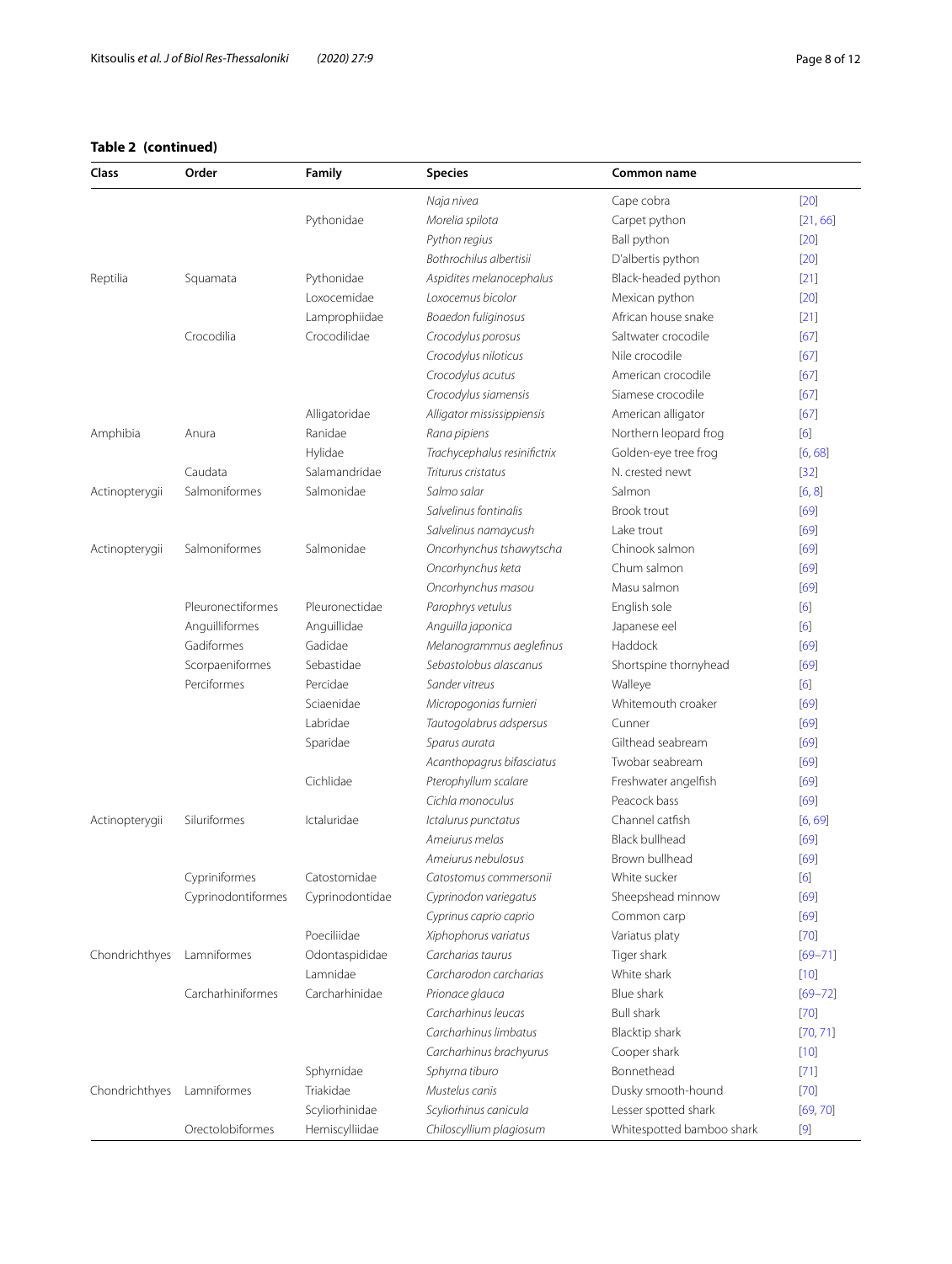**Table 2 (continued)**

| Class | Order | Family | Species | Common name | |
|---|---|---|---|---|---|
| | | | *Naja nivea* | Cape cobra | [20] |
| | | Pythonidae | *Morelia spilota* | Carpet python | [21, 66] |
| | | | *Python regius* | Ball python | [20] |
| | | | *Bothrochilus albertisii* | D'albertis python | [20] |
| Reptilia | Squamata | Pythonidae | *Aspidites melanocephalus* | Black-headed python | [21] |
| | | Loxocemidae | *Loxocemus bicolor* | Mexican python | [20] |
| | | Lamprophiidae | *Boaedon fuliginosus* | African house snake | [21] |
| | Crocodilia | Crocodilidae | *Crocodylus porosus* | Saltwater crocodile | [67] |
| | | | *Crocodylus niloticus* | Nile crocodile | [67] |
| | | | *Crocodylus acutus* | American crocodile | [67] |
| | | | *Crocodylus siamensis* | Siamese crocodile | [67] |
| | | Alligatoridae | *Alligator mississippiensis* | American alligator | [67] |
| Amphibia | Anura | Ranidae | *Rana pipiens* | Northern leopard frog | [6] |
| | | Hylidae | *Trachycephalus resinifictrix* | Golden-eye tree frog | [6, 68] |
| | Caudata | Salamandridae | *Triturus cristatus* | N. crested newt | [32] |
| Actinopterygii | Salmoniformes | Salmonidae | *Salmo salar* | Salmon | [6, 8] |
| | | | *Salvelinus fontinalis* | Brook trout | [69] |
| | | | *Salvelinus namaycush* | Lake trout | [69] |
| Actinopterygii | Salmoniformes | Salmonidae | *Oncorhynchus tshawytscha* | Chinook salmon | [69] |
| | | | *Oncorhynchus keta* | Chum salmon | [69] |
| | | | *Oncorhynchus masou* | Masu salmon | [69] |
| | Pleuronectiformes | Pleuronectidae | *Parophrys vetulus* | English sole | [6] |
| | Anguilliformes | Anguillidae | *Anguilla japonica* | Japanese eel | [6] |
| | Gadiformes | Gadidae | *Melanogrammus aeglefinus* | Haddock | [69] |
| | Scorpaeniformes | Sebastidae | *Sebastolobus alascanus* | Shortspine thornyhead | [69] |
| | Perciformes | Percidae | *Sander vitreus* | Walleye | [6] |
| | | Sciaenidae | *Micropogonias furnieri* | Whitemouth croaker | [69] |
| | | Labridae | *Tautogolabrus adspersus* | Cunner | [69] |
| | | Sparidae | *Sparus aurata* | Gilthead seabream | [69] |
| | | | *Acanthopagrus bifasciatus* | Twobar seabream | [69] |
| | | Cichlidae | *Pterophyllum scalare* | Freshwater angelfish | [69] |
| | | | *Cichla monoculus* | Peacock bass | [69] |
| Actinopterygii | Siluriformes | Ictaluridae | *Ictalurus punctatus* | Channel catfish | [6, 69] |
| | | | *Ameiurus melas* | Black bullhead | [69] |
| | | | *Ameiurus nebulosus* | Brown bullhead | [69] |
| | Cypriniformes | Catostomidae | *Catostomus commersonii* | White sucker | [6] |
| | Cyprinodontiformes | Cyprinodontidae | *Cyprinodon variegatus* | Sheepshead minnow | [69] |
| | | | *Cyprinus caprio caprio* | Common carp | [69] |
| | | Poeciliidae | *Xiphophorus variatus* | Variatus platy | [70] |
| Chondrichthyes | Lamniformes | Odontaspididae | *Carcharias taurus* | Tiger shark | [69–71] |
| | | Lamnidae | *Carcharodon carcharias* | White shark | [10] |
| | Carcharhiniformes | Carcharhinidae | *Prionace glauca* | Blue shark | [69–72] |
| | | | *Carcharhinus leucas* | Bull shark | [70] |
| | | | *Carcharhinus limbatus* | Blacktip shark | [70, 71] |
| | | | *Carcharhinus brachyurus* | Cooper shark | [10] |
| | | Sphyrnidae | *Sphyrna tiburo* | Bonnethead | [71] |
| Chondrichthyes | Lamniformes | Triakidae | *Mustelus canis* | Dusky smooth-hound | [70] |
| | | Scyliorhinidae | *Scyliorhinus canicula* | Lesser spotted shark | [69, 70] |
| | Orectolobiformes | Hemiscylliidae | *Chiloscyllium plagiosum* | Whitespotted bamboo shark | [9] |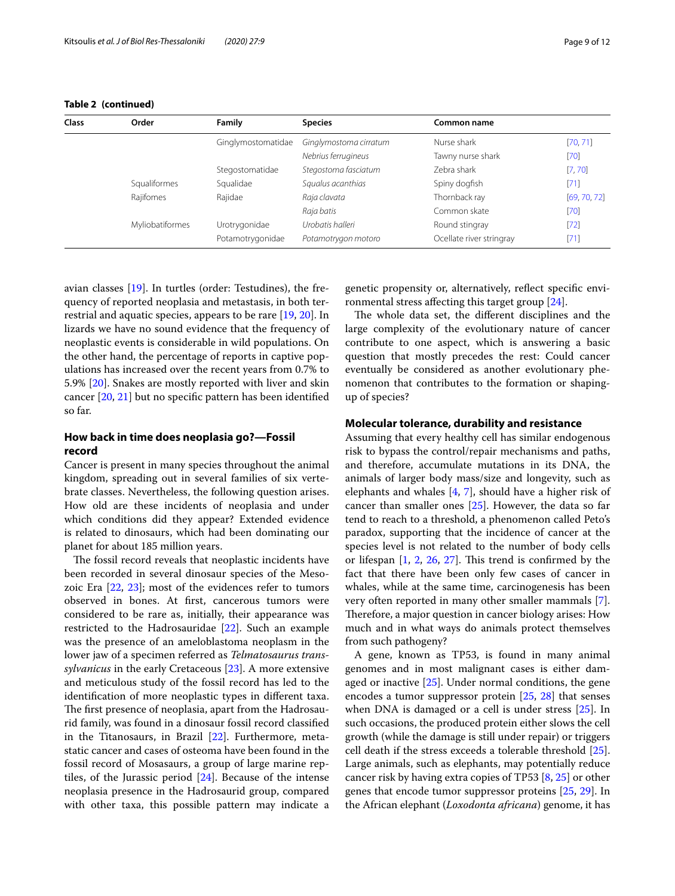**Table 2 (continued)**

| Class | Order | Family | Species | Common name | |
|---|---|---|---|---|---|
| | | Ginglymostomatidae | *Ginglymostoma cirratum* | Nurse shark | [70, 71] |
| | | | *Nebrius ferrugineus* | Tawny nurse shark | [70] |
| | | Stegostomatidae | *Stegostoma fasciatum* | Zebra shark | [7, 70] |
| | Squaliformes | Squalidae | *Squalus acanthias* | Spiny dogfish | [71] |
| | Rajifomes | Rajidae | *Raja clavata* | Thornback ray | [69, 70, 72] |
| | | | *Raja batis* | Common skate | [70] |
| | Myliobatiformes | Urotrygonidae | *Urobatis halleri* | Round stingray | [72] |
| | | Potamotrygonidae | *Potamotrygon motoro* | Ocellate river stringray | [71] |

avian classes [19]. In turtles (order: Testudines), the frequency of reported neoplasia and metastasis, in both terrestrial and aquatic species, appears to be rare [19, 20]. In lizards we have no sound evidence that the frequency of neoplastic events is considerable in wild populations. On the other hand, the percentage of reports in captive populations has increased over the recent years from 0.7% to 5.9% [20]. Snakes are mostly reported with liver and skin cancer [20, 21] but no specific pattern has been identified so far.

## How back in time does neoplasia go?—Fossil record

Cancer is present in many species throughout the animal kingdom, spreading out in several families of six vertebrate classes. Nevertheless, the following question arises. How old are these incidents of neoplasia and under which conditions did they appear? Extended evidence is related to dinosaurs, which had been dominating our planet for about 185 million years.

The fossil record reveals that neoplastic incidents have been recorded in several dinosaur species of the Mesozoic Era [22, 23]; most of the evidences refer to tumors observed in bones. At first, cancerous tumors were considered to be rare as, initially, their appearance was restricted to the Hadrosauridae [22]. Such an example was the presence of an ameloblastoma neoplasm in the lower jaw of a specimen referred as *Telmatosaurus transsylvanicus* in the early Cretaceous [23]. A more extensive and meticulous study of the fossil record has led to the identification of more neoplastic types in different taxa. The first presence of neoplasia, apart from the Hadrosaurid family, was found in a dinosaur fossil record classified in the Titanosaurs, in Brazil [22]. Furthermore, metastatic cancer and cases of osteoma have been found in the fossil record of Mosasaurs, a group of large marine reptiles, of the Jurassic period [24]. Because of the intense neoplasia presence in the Hadrosaurid group, compared with other taxa, this possible pattern may indicate a genetic propensity or, alternatively, reflect specific environmental stress affecting this target group [24].

The whole data set, the different disciplines and the large complexity of the evolutionary nature of cancer contribute to one aspect, which is answering a basic question that mostly precedes the rest: Could cancer eventually be considered as another evolutionary phenomenon that contributes to the formation or shaping-up of species?

## Molecular tolerance, durability and resistance

Assuming that every healthy cell has similar endogenous risk to bypass the control/repair mechanisms and paths, and therefore, accumulate mutations in its DNA, the animals of larger body mass/size and longevity, such as elephants and whales [4, 7], should have a higher risk of cancer than smaller ones [25]. However, the data so far tend to reach to a threshold, a phenomenon called Peto's paradox, supporting that the incidence of cancer at the species level is not related to the number of body cells or lifespan [1, 2, 26, 27]. This trend is confirmed by the fact that there have been only few cases of cancer in whales, while at the same time, carcinogenesis has been very often reported in many other smaller mammals [7]. Therefore, a major question in cancer biology arises: How much and in what ways do animals protect themselves from such pathogeny?

A gene, known as TP53, is found in many animal genomes and in most malignant cases is either damaged or inactive [25]. Under normal conditions, the gene encodes a tumor suppressor protein [25, 28] that senses when DNA is damaged or a cell is under stress [25]. In such occasions, the produced protein either slows the cell growth (while the damage is still under repair) or triggers cell death if the stress exceeds a tolerable threshold [25]. Large animals, such as elephants, may potentially reduce cancer risk by having extra copies of TP53 [8, 25] or other genes that encode tumor suppressor proteins [25, 29]. In the African elephant (*Loxodonta africana*) genome, it has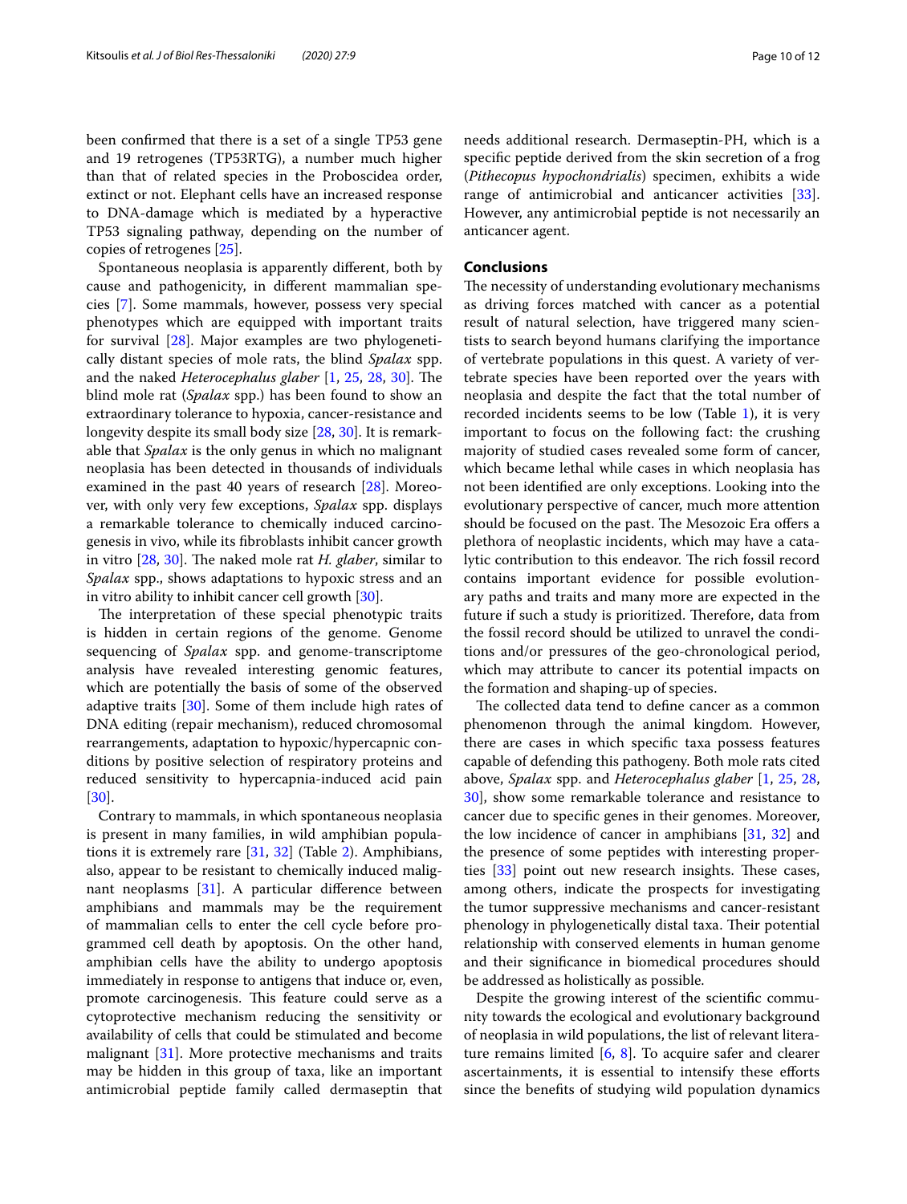been confirmed that there is a set of a single TP53 gene and 19 retrogenes (TP53RTG), a number much higher than that of related species in the Proboscidea order, extinct or not. Elephant cells have an increased response to DNA-damage which is mediated by a hyperactive TP53 signaling pathway, depending on the number of copies of retrogenes [25].

Spontaneous neoplasia is apparently different, both by cause and pathogenicity, in different mammalian species [7]. Some mammals, however, possess very special phenotypes which are equipped with important traits for survival [28]. Major examples are two phylogenetically distant species of mole rats, the blind *Spalax* spp. and the naked *Heterocephalus glaber* [1, 25, 28, 30]. The blind mole rat (*Spalax* spp.) has been found to show an extraordinary tolerance to hypoxia, cancer-resistance and longevity despite its small body size [28, 30]. It is remarkable that *Spalax* is the only genus in which no malignant neoplasia has been detected in thousands of individuals examined in the past 40 years of research [28]. Moreover, with only very few exceptions, *Spalax* spp. displays a remarkable tolerance to chemically induced carcinogenesis in vivo, while its fibroblasts inhibit cancer growth in vitro [28, 30]. The naked mole rat *H. glaber*, similar to *Spalax* spp., shows adaptations to hypoxic stress and an in vitro ability to inhibit cancer cell growth [30].

The interpretation of these special phenotypic traits is hidden in certain regions of the genome. Genome sequencing of *Spalax* spp. and genome-transcriptome analysis have revealed interesting genomic features, which are potentially the basis of some of the observed adaptive traits [30]. Some of them include high rates of DNA editing (repair mechanism), reduced chromosomal rearrangements, adaptation to hypoxic/hypercapnic conditions by positive selection of respiratory proteins and reduced sensitivity to hypercapnia-induced acid pain [30].

Contrary to mammals, in which spontaneous neoplasia is present in many families, in wild amphibian populations it is extremely rare [31, 32] (Table 2). Amphibians, also, appear to be resistant to chemically induced malignant neoplasms [31]. A particular difference between amphibians and mammals may be the requirement of mammalian cells to enter the cell cycle before programmed cell death by apoptosis. On the other hand, amphibian cells have the ability to undergo apoptosis immediately in response to antigens that induce or, even, promote carcinogenesis. This feature could serve as a cytoprotective mechanism reducing the sensitivity or availability of cells that could be stimulated and become malignant [31]. More protective mechanisms and traits may be hidden in this group of taxa, like an important antimicrobial peptide family called dermaseptin that needs additional research. Dermaseptin-PH, which is a specific peptide derived from the skin secretion of a frog (*Pithecopus hypochondrialis*) specimen, exhibits a wide range of antimicrobial and anticancer activities [33]. However, any antimicrobial peptide is not necessarily an anticancer agent.

## Conclusions

The necessity of understanding evolutionary mechanisms as driving forces matched with cancer as a potential result of natural selection, have triggered many scientists to search beyond humans clarifying the importance of vertebrate populations in this quest. A variety of vertebrate species have been reported over the years with neoplasia and despite the fact that the total number of recorded incidents seems to be low (Table 1), it is very important to focus on the following fact: the crushing majority of studied cases revealed some form of cancer, which became lethal while cases in which neoplasia has not been identified are only exceptions. Looking into the evolutionary perspective of cancer, much more attention should be focused on the past. The Mesozoic Era offers a plethora of neoplastic incidents, which may have a catalytic contribution to this endeavor. The rich fossil record contains important evidence for possible evolutionary paths and traits and many more are expected in the future if such a study is prioritized. Therefore, data from the fossil record should be utilized to unravel the conditions and/or pressures of the geo-chronological period, which may attribute to cancer its potential impacts on the formation and shaping-up of species.

The collected data tend to define cancer as a common phenomenon through the animal kingdom. However, there are cases in which specific taxa possess features capable of defending this pathogeny. Both mole rats cited above, *Spalax* spp. and *Heterocephalus glaber* [1, 25, 28, 30], show some remarkable tolerance and resistance to cancer due to specific genes in their genomes. Moreover, the low incidence of cancer in amphibians [31, 32] and the presence of some peptides with interesting properties [33] point out new research insights. These cases, among others, indicate the prospects for investigating the tumor suppressive mechanisms and cancer-resistant phenology in phylogenetically distal taxa. Their potential relationship with conserved elements in human genome and their significance in biomedical procedures should be addressed as holistically as possible.

Despite the growing interest of the scientific community towards the ecological and evolutionary background of neoplasia in wild populations, the list of relevant literature remains limited [6, 8]. To acquire safer and clearer ascertainments, it is essential to intensify these efforts since the benefits of studying wild population dynamics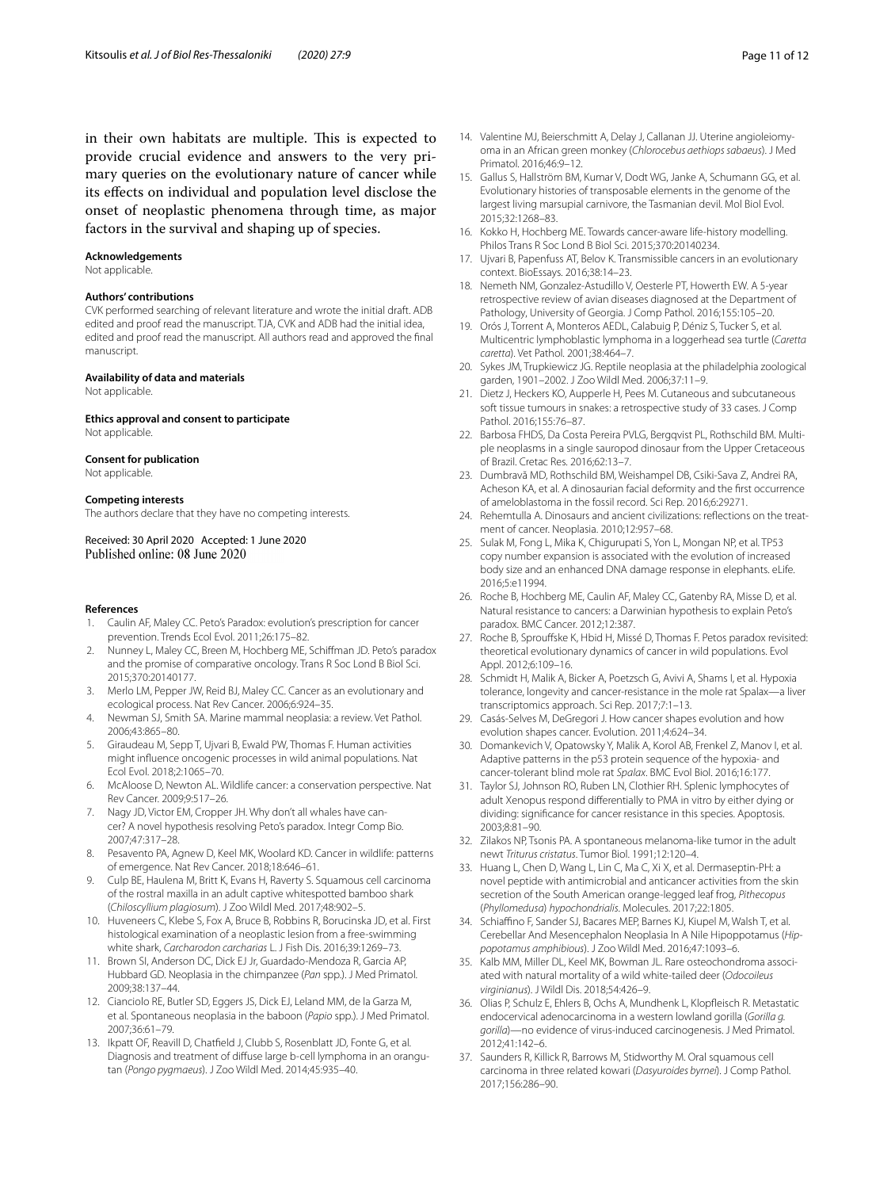in their own habitats are multiple. This is expected to provide crucial evidence and answers to the very primary queries on the evolutionary nature of cancer while its effects on individual and population level disclose the onset of neoplastic phenomena through time, as major factors in the survival and shaping up of species.

**Acknowledgements**

Not applicable.

**Authors' contributions**

CVK performed searching of relevant literature and wrote the initial draft. ADB edited and proof read the manuscript. TJA, CVK and ADB had the initial idea, edited and proof read the manuscript. All authors read and approved the final manuscript.

**Availability of data and materials**

Not applicable.

**Ethics approval and consent to participate**

Not applicable.

**Consent for publication**

Not applicable.

**Competing interests**

The authors declare that they have no competing interests.

Received: 30 April 2020 Accepted: 1 June 2020
Published online: 08 June 2020

**References**

1. Caulin AF, Maley CC. Peto's Paradox: evolution's prescription for cancer prevention. Trends Ecol Evol. 2011;26:175–82.
2. Nunney L, Maley CC, Breen M, Hochberg ME, Schiffman JD. Peto's paradox and the promise of comparative oncology. Trans R Soc Lond B Biol Sci. 2015;370:20140177.
3. Merlo LM, Pepper JW, Reid BJ, Maley CC. Cancer as an evolutionary and ecological process. Nat Rev Cancer. 2006;6:924–35.
4. Newman SJ, Smith SA. Marine mammal neoplasia: a review. Vet Pathol. 2006;43:865–80.
5. Giraudeau M, Sepp T, Ujvari B, Ewald PW, Thomas F. Human activities might influence oncogenic processes in wild animal populations. Nat Ecol Evol. 2018;2:1065–70.
6. McAloose D, Newton AL. Wildlife cancer: a conservation perspective. Nat Rev Cancer. 2009;9:517–26.
7. Nagy JD, Victor EM, Cropper JH. Why don't all whales have cancer? A novel hypothesis resolving Peto's paradox. Integr Comp Bio. 2007;47:317–28.
8. Pesavento PA, Agnew D, Keel MK, Woolard KD. Cancer in wildlife: patterns of emergence. Nat Rev Cancer. 2018;18:646–61.
9. Culp BE, Haulena M, Britt K, Evans H, Raverty S. Squamous cell carcinoma of the rostral maxilla in an adult captive whitespotted bamboo shark (*Chiloscyllium plagiosum*). J Zoo Wildl Med. 2017;48:902–5.
10. Huveneers C, Klebe S, Fox A, Bruce B, Robbins R, Borucinska JD, et al. First histological examination of a neoplastic lesion from a free-swimming white shark, *Carcharodon carcharias* L. J Fish Dis. 2016;39:1269–73.
11. Brown SI, Anderson DC, Dick EJ Jr, Guardado-Mendoza R, Garcia AP, Hubbard GD. Neoplasia in the chimpanzee (*Pan* spp.). J Med Primatol. 2009;38:137–44.
12. Cianciolo RE, Butler SD, Eggers JS, Dick EJ, Leland MM, de la Garza M, et al. Spontaneous neoplasia in the baboon (*Papio* spp.). J Med Primatol. 2007;36:61–79.
13. Ikpatt OF, Reavill D, Chatfield J, Clubb S, Rosenblatt JD, Fonte G, et al. Diagnosis and treatment of diffuse large b-cell lymphoma in an orangutan (*Pongo pygmaeus*). J Zoo Wildl Med. 2014;45:935–40.
14. Valentine MJ, Beierschmitt A, Delay J, Callanan JJ. Uterine angioleiomyoma in an African green monkey (*Chlorocebus aethiops sabaeus*). J Med Primatol. 2016;46:9–12.
15. Gallus S, Hallström BM, Kumar V, Dodt WG, Janke A, Schumann GG, et al. Evolutionary histories of transposable elements in the genome of the largest living marsupial carnivore, the Tasmanian devil. Mol Biol Evol. 2015;32:1268–83.
16. Kokko H, Hochberg ME. Towards cancer-aware life-history modelling. Philos Trans R Soc Lond B Biol Sci. 2015;370:20140234.
17. Ujvari B, Papenfuss AT, Belov K. Transmissible cancers in an evolutionary context. BioEssays. 2016;38:14–23.
18. Nemeth NM, Gonzalez-Astudillo V, Oesterle PT, Howerth EW. A 5-year retrospective review of avian diseases diagnosed at the Department of Pathology, University of Georgia. J Comp Pathol. 2016;155:105–20.
19. Orós J, Torrent A, Monteros AEDL, Calabuig P, Déniz S, Tucker S, et al. Multicentric lymphoblastic lymphoma in a loggerhead sea turtle (*Caretta caretta*). Vet Pathol. 2001;38:464–7.
20. Sykes JM, Trupkiewicz JG. Reptile neoplasia at the philadelphia zoological garden, 1901–2002. J Zoo Wildl Med. 2006;37:11–9.
21. Dietz J, Heckers KO, Aupperle H, Pees M. Cutaneous and subcutaneous soft tissue tumours in snakes: a retrospective study of 33 cases. J Comp Pathol. 2016;155:76–87.
22. Barbosa FHDS, Da Costa Pereira PVLG, Bergqvist PL, Rothschild BM. Multiple neoplasms in a single sauropod dinosaur from the Upper Cretaceous of Brazil. Cretac Res. 2016;62:13–7.
23. Dumbravă MD, Rothschild BM, Weishampel DB, Csiki-Sava Z, Andrei RA, Acheson KA, et al. A dinosaurian facial deformity and the first occurrence of ameloblastoma in the fossil record. Sci Rep. 2016;6:29271.
24. Rehemtulla A. Dinosaurs and ancient civilizations: reflections on the treatment of cancer. Neoplasia. 2010;12:957–68.
25. Sulak M, Fong L, Mika K, Chigurupati S, Yon L, Mongan NP, et al. TP53 copy number expansion is associated with the evolution of increased body size and an enhanced DNA damage response in elephants. eLife. 2016;5:e11994.
26. Roche B, Hochberg ME, Caulin AF, Maley CC, Gatenby RA, Misse D, et al. Natural resistance to cancers: a Darwinian hypothesis to explain Peto's paradox. BMC Cancer. 2012;12:387.
27. Roche B, Sprouffske K, Hbid H, Missé D, Thomas F. Petos paradox revisited: theoretical evolutionary dynamics of cancer in wild populations. Evol Appl. 2012;6:109–16.
28. Schmidt H, Malik A, Bicker A, Poetzsch G, Avivi A, Shams I, et al. Hypoxia tolerance, longevity and cancer-resistance in the mole rat Spalax—a liver transcriptomics approach. Sci Rep. 2017;7:1–13.
29. Casás-Selves M, DeGregori J. How cancer shapes evolution and how evolution shapes cancer. Evolution. 2011;4:624–34.
30. Domankevich V, Opatowsky Y, Malik A, Korol AB, Frenkel Z, Manov I, et al. Adaptive patterns in the p53 protein sequence of the hypoxia- and cancer-tolerant blind mole rat *Spalax*. BMC Evol Biol. 2016;16:177.
31. Taylor SJ, Johnson RO, Ruben LN, Clothier RH. Splenic lymphocytes of adult Xenopus respond differentially to PMA in vitro by either dying or dividing: significance for cancer resistance in this species. Apoptosis. 2003;8:81–90.
32. Zilakos NP, Tsonis PA. A spontaneous melanoma-like tumor in the adult newt *Triturus cristatus*. Tumor Biol. 1991;12:120–4.
33. Huang L, Chen D, Wang L, Lin C, Ma C, Xi X, et al. Dermaseptin-PH: a novel peptide with antimicrobial and anticancer activities from the skin secretion of the South American orange-legged leaf frog, *Pithecopus* (*Phyllomedusa*) *hypochondrialis*. Molecules. 2017;22:1805.
34. Schiaffino F, Sander SJ, Bacares MEP, Barnes KJ, Kiupel M, Walsh T, et al. Cerebellar And Mesencephalon Neoplasia In A Nile Hipoppotamus (*Hippopotamus amphibious*). J Zoo Wildl Med. 2016;47:1093–6.
35. Kalb MM, Miller DL, Keel MK, Bowman JL. Rare osteochondroma associated with natural mortality of a wild white-tailed deer (*Odocoileus virginianus*). J Wildl Dis. 2018;54:426–9.
36. Olias P, Schulz E, Ehlers B, Ochs A, Mundhenk L, Klopfleisch R. Metastatic endocervical adenocarcinoma in a western lowland gorilla (*Gorilla g. gorilla*)—no evidence of virus-induced carcinogenesis. J Med Primatol. 2012;41:142–6.
37. Saunders R, Killick R, Barrows M, Stidworthy M. Oral squamous cell carcinoma in three related kowari (*Dasyuroides byrnei*). J Comp Pathol. 2017;156:286–90.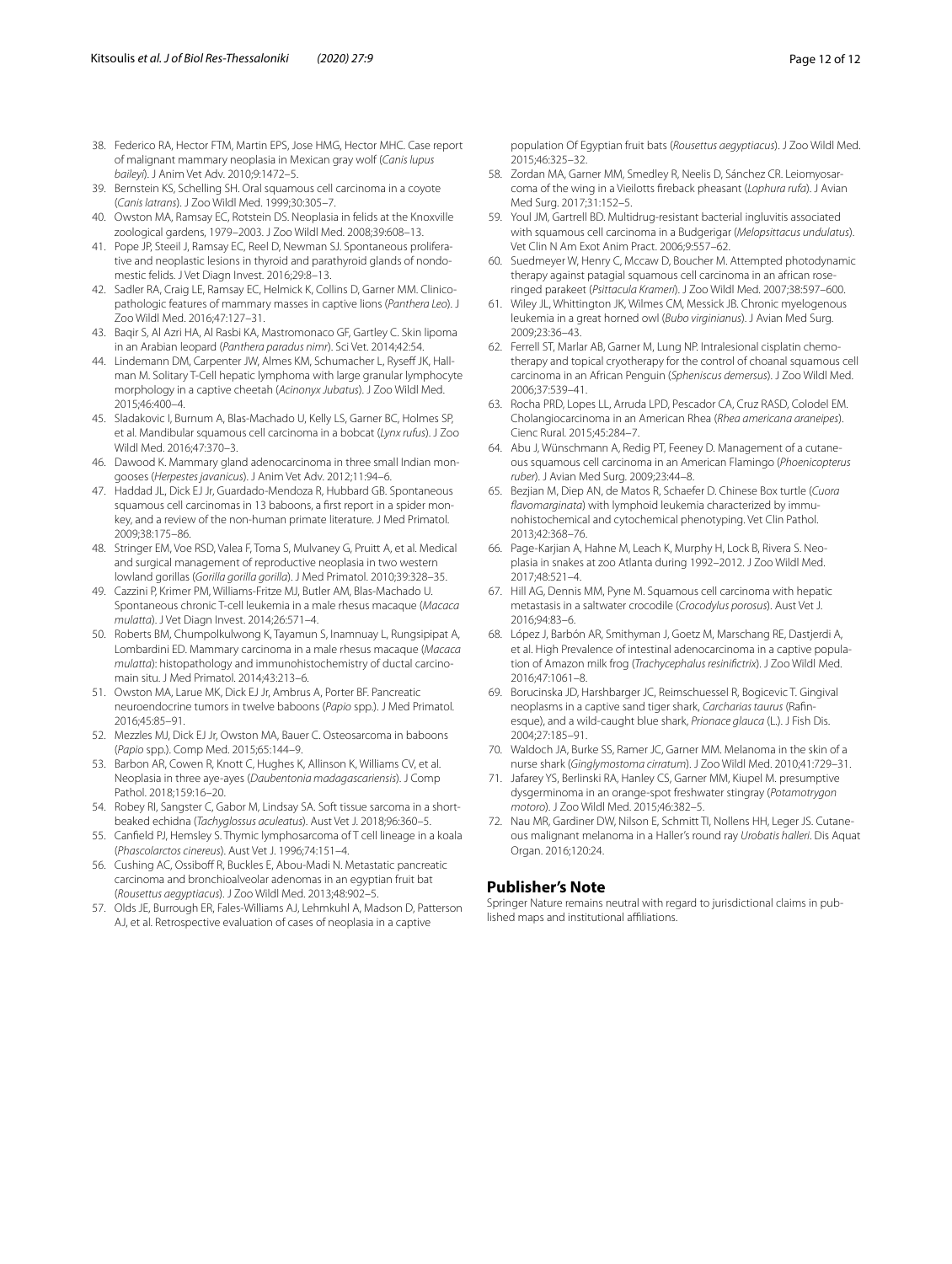38. Federico RA, Hector FTM, Martin EPS, Jose HMG, Hector MHC. Case report of malignant mammary neoplasia in Mexican gray wolf (*Canis lupus baileyi*). J Anim Vet Adv. 2010;9:1472–5.
39. Bernstein KS, Schelling SH. Oral squamous cell carcinoma in a coyote (*Canis latrans*). J Zoo Wildl Med. 1999;30:305–7.
40. Owston MA, Ramsay EC, Rotstein DS. Neoplasia in felids at the Knoxville zoological gardens, 1979–2003. J Zoo Wildl Med. 2008;39:608–13.
41. Pope JP, Steeil J, Ramsay EC, Reel D, Newman SJ. Spontaneous proliferative and neoplastic lesions in thyroid and parathyroid glands of nondomestic felids. J Vet Diagn Invest. 2016;29:8–13.
42. Sadler RA, Craig LE, Ramsay EC, Helmick K, Collins D, Garner MM. Clinicopathologic features of mammary masses in captive lions (*Panthera Leo*). J Zoo Wildl Med. 2016;47:127–31.
43. Baqir S, Al Azri HA, Al Rasbi KA, Mastromonaco GF, Gartley C. Skin lipoma in an Arabian leopard (*Panthera paradus nimr*). Sci Vet. 2014;42:54.
44. Lindemann DM, Carpenter JW, Almes KM, Schumacher L, Ryseff JK, Hallman M. Solitary T-Cell hepatic lymphoma with large granular lymphocyte morphology in a captive cheetah (*Acinonyx Jubatus*). J Zoo Wildl Med. 2015;46:400–4.
45. Sladakovic I, Burnum A, Blas-Machado U, Kelly LS, Garner BC, Holmes SP, et al. Mandibular squamous cell carcinoma in a bobcat (*Lynx rufus*). J Zoo Wildl Med. 2016;47:370–3.
46. Dawood K. Mammary gland adenocarcinoma in three small Indian mongooses (*Herpestes javanicus*). J Anim Vet Adv. 2012;11:94–6.
47. Haddad JL, Dick EJ Jr, Guardado-Mendoza R, Hubbard GB. Spontaneous squamous cell carcinomas in 13 baboons, a first report in a spider monkey, and a review of the non-human primate literature. J Med Primatol. 2009;38:175–86.
48. Stringer EM, Voe RSD, Valea F, Toma S, Mulvaney G, Pruitt A, et al. Medical and surgical management of reproductive neoplasia in two western lowland gorillas (*Gorilla gorilla gorilla*). J Med Primatol. 2010;39:328–35.
49. Cazzini P, Krimer PM, Williams-Fritze MJ, Butler AM, Blas-Machado U. Spontaneous chronic T-cell leukemia in a male rhesus macaque (*Macaca mulatta*). J Vet Diagn Invest. 2014;26:571–4.
50. Roberts BM, Chumpolkulwong K, Tayamun S, Inamnuay L, Rungsipipat A, Lombardini ED. Mammary carcinoma in a male rhesus macaque (*Macaca mulatta*): histopathology and immunohistochemistry of ductal carcinoma in situ. J Med Primatol. 2014;43:213–6.
51. Owston MA, Larue MK, Dick EJ Jr, Ambrus A, Porter BF. Pancreatic neuroendocrine tumors in twelve baboons (*Papio* spp.). J Med Primatol. 2016;45:85–91.
52. Mezzles MJ, Dick EJ Jr, Owston MA, Bauer C. Osteosarcoma in baboons (*Papio* spp.). Comp Med. 2015;65:144–9.
53. Barbon AR, Cowen R, Knott C, Hughes K, Allinson K, Williams CV, et al. Neoplasia in three aye-ayes (*Daubentonia madagascariensis*). J Comp Pathol. 2018;159:16–20.
54. Robey RI, Sangster C, Gabor M, Lindsay SA. Soft tissue sarcoma in a short-beaked echidna (*Tachyglossus aculeatus*). Aust Vet J. 2018;96:360–5.
55. Canfield PJ, Hemsley S. Thymic lymphosarcoma of T cell lineage in a koala (*Phascolarctos cinereus*). Aust Vet J. 1996;74:151–4.
56. Cushing AC, Ossiboff R, Buckles E, Abou-Madi N. Metastatic pancreatic carcinoma and bronchioalveolar adenomas in an egyptian fruit bat (*Rousettus aegyptiacus*). J Zoo Wildl Med. 2013;48:902–5.
57. Olds JE, Burrough ER, Fales-Williams AJ, Lehmkuhl A, Madson D, Patterson AJ, et al. Retrospective evaluation of cases of neoplasia in a captive population Of Egyptian fruit bats (*Rousettus aegyptiacus*). J Zoo Wildl Med. 2015;46:325–32.
58. Zordan MA, Garner MM, Smedley R, Neelis D, Sánchez CR. Leiomyosarcoma of the wing in a Vieilotts fireback pheasant (*Lophura rufa*). J Avian Med Surg. 2017;31:152–5.
59. Youl JM, Gartrell BD. Multidrug-resistant bacterial ingluvitis associated with squamous cell carcinoma in a Budgerigar (*Melopsittacus undulatus*). Vet Clin N Am Exot Anim Pract. 2006;9:557–62.
60. Suedmeyer W, Henry C, Mccaw D, Boucher M. Attempted photodynamic therapy against patagial squamous cell carcinoma in an african rose-ringed parakeet (*Psittacula Krameri*). J Zoo Wildl Med. 2007;38:597–600.
61. Wiley JL, Whittington JK, Wilmes CM, Messick JB. Chronic myelogenous leukemia in a great horned owl (*Bubo virginianus*). J Avian Med Surg. 2009;23:36–43.
62. Ferrell ST, Marlar AB, Garner M, Lung NP. Intralesional cisplatin chemotherapy and topical cryotherapy for the control of choanal squamous cell carcinoma in an African Penguin (*Spheniscus demersus*). J Zoo Wildl Med. 2006;37:539–41.
63. Rocha PRD, Lopes LL, Arruda LPD, Pescador CA, Cruz RASD, Colodel EM. Cholangiocarcinoma in an American Rhea (*Rhea americana araneipes*). Cienc Rural. 2015;45:284–7.
64. Abu J, Wünschmann A, Redig PT, Feeney D. Management of a cutaneous squamous cell carcinoma in an American Flamingo (*Phoenicopterus ruber*). J Avian Med Surg. 2009;23:44–8.
65. Bezjian M, Diep AN, de Matos R, Schaefer D. Chinese Box turtle (*Cuora flavomarginata*) with lymphoid leukemia characterized by immunohistochemical and cytochemical phenotyping. Vet Clin Pathol. 2013;42:368–76.
66. Page-Karjian A, Hahne M, Leach K, Murphy H, Lock B, Rivera S. Neoplasia in snakes at zoo Atlanta during 1992–2012. J Zoo Wildl Med. 2017;48:521–4.
67. Hill AG, Dennis MM, Pyne M. Squamous cell carcinoma with hepatic metastasis in a saltwater crocodile (*Crocodylus porosus*). Aust Vet J. 2016;94:83–6.
68. López J, Barbón AR, Smithyman J, Goetz M, Marschang RE, Dastjerdi A, et al. High Prevalence of intestinal adenocarcinoma in a captive population of Amazon milk frog (*Trachycephalus resinifictrix*). J Zoo Wildl Med. 2016;47:1061–8.
69. Borucinska JD, Harshbarger JC, Reimschuessel R, Bogicevic T. Gingival neoplasms in a captive sand tiger shark, *Carcharias taurus* (Rafinesque), and a wild-caught blue shark, *Prionace glauca* (L.). J Fish Dis. 2004;27:185–91.
70. Waldoch JA, Burke SS, Ramer JC, Garner MM. Melanoma in the skin of a nurse shark (*Ginglymostoma cirratum*). J Zoo Wildl Med. 2010;41:729–31.
71. Jafarey YS, Berlinski RA, Hanley CS, Garner MM, Kiupel M. presumptive dysgerminoma in an orange-spot freshwater stingray (*Potamotrygon motoro*). J Zoo Wildl Med. 2015;46:382–5.
72. Nau MR, Gardiner DW, Nilson E, Schmitt TI, Nollens HH, Leger JS. Cutaneous malignant melanoma in a Haller's round ray *Urobatis halleri*. Dis Aquat Organ. 2016;120:24.

## Publisher's Note

Springer Nature remains neutral with regard to jurisdictional claims in published maps and institutional affiliations.